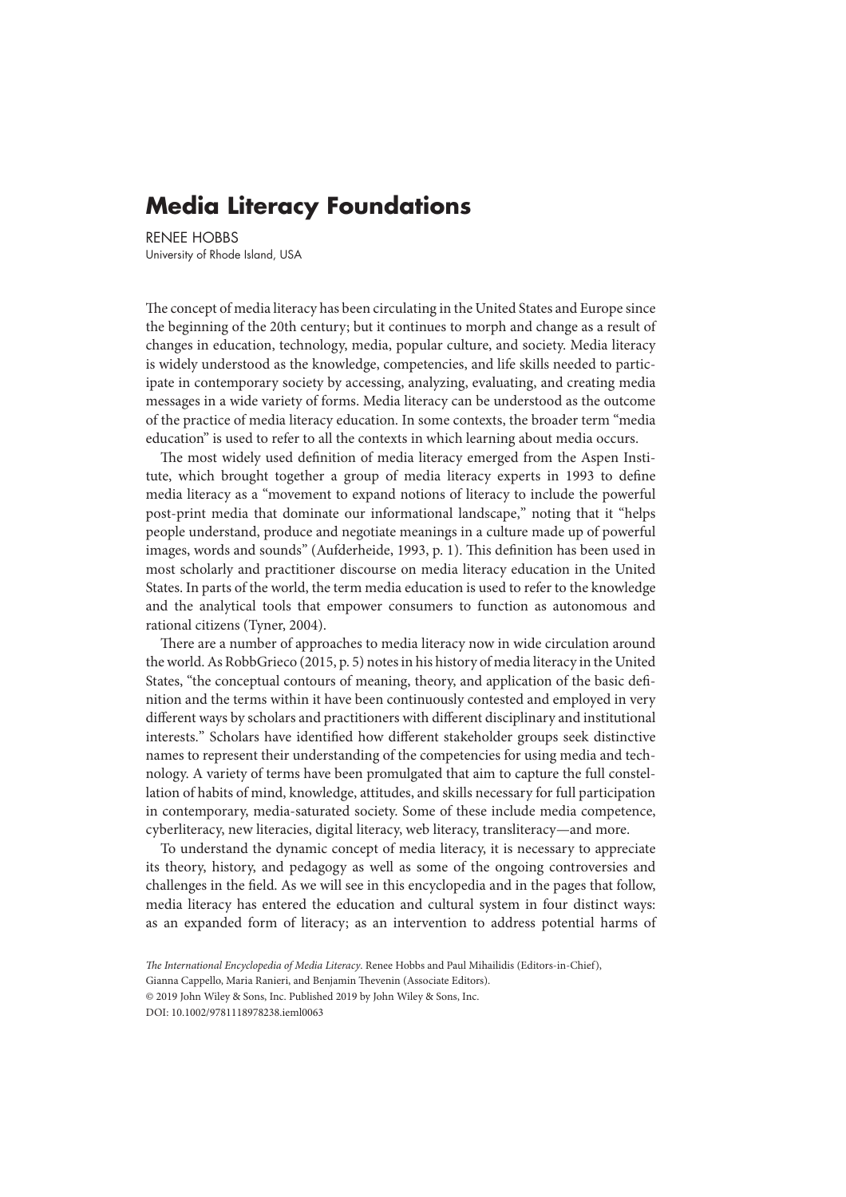# Media Literacy Foundations

RENEE HOBBS
University of Rhode Island, USA

The concept of media literacy has been circulating in the United States and Europe since the beginning of the 20th century; but it continues to morph and change as a result of changes in education, technology, media, popular culture, and society. Media literacy is widely understood as the knowledge, competencies, and life skills needed to participate in contemporary society by accessing, analyzing, evaluating, and creating media messages in a wide variety of forms. Media literacy can be understood as the outcome of the practice of media literacy education. In some contexts, the broader term "media education" is used to refer to all the contexts in which learning about media occurs.

The most widely used definition of media literacy emerged from the Aspen Institute, which brought together a group of media literacy experts in 1993 to define media literacy as a "movement to expand notions of literacy to include the powerful post-print media that dominate our informational landscape," noting that it "helps people understand, produce and negotiate meanings in a culture made up of powerful images, words and sounds" (Aufderheide, 1993, p. 1). This definition has been used in most scholarly and practitioner discourse on media literacy education in the United States. In parts of the world, the term media education is used to refer to the knowledge and the analytical tools that empower consumers to function as autonomous and rational citizens (Tyner, 2004).

There are a number of approaches to media literacy now in wide circulation around the world. As RobbGrieco (2015, p. 5) notes in his history of media literacy in the United States, "the conceptual contours of meaning, theory, and application of the basic definition and the terms within it have been continuously contested and employed in very different ways by scholars and practitioners with different disciplinary and institutional interests." Scholars have identified how different stakeholder groups seek distinctive names to represent their understanding of the competencies for using media and technology. A variety of terms have been promulgated that aim to capture the full constellation of habits of mind, knowledge, attitudes, and skills necessary for full participation in contemporary, media-saturated society. Some of these include media competence, cyberliteracy, new literacies, digital literacy, web literacy, transliteracy—and more.

To understand the dynamic concept of media literacy, it is necessary to appreciate its theory, history, and pedagogy as well as some of the ongoing controversies and challenges in the field. As we will see in this encyclopedia and in the pages that follow, media literacy has entered the education and cultural system in four distinct ways: as an expanded form of literacy; as an intervention to address potential harms of

*The International Encyclopedia of Media Literacy*. Renee Hobbs and Paul Mihailidis (Editors-in-Chief), Gianna Cappello, Maria Ranieri, and Benjamin Thevenin (Associate Editors).
© 2019 John Wiley & Sons, Inc. Published 2019 by John Wiley & Sons, Inc.
DOI: 10.1002/9781118978238.ieml0063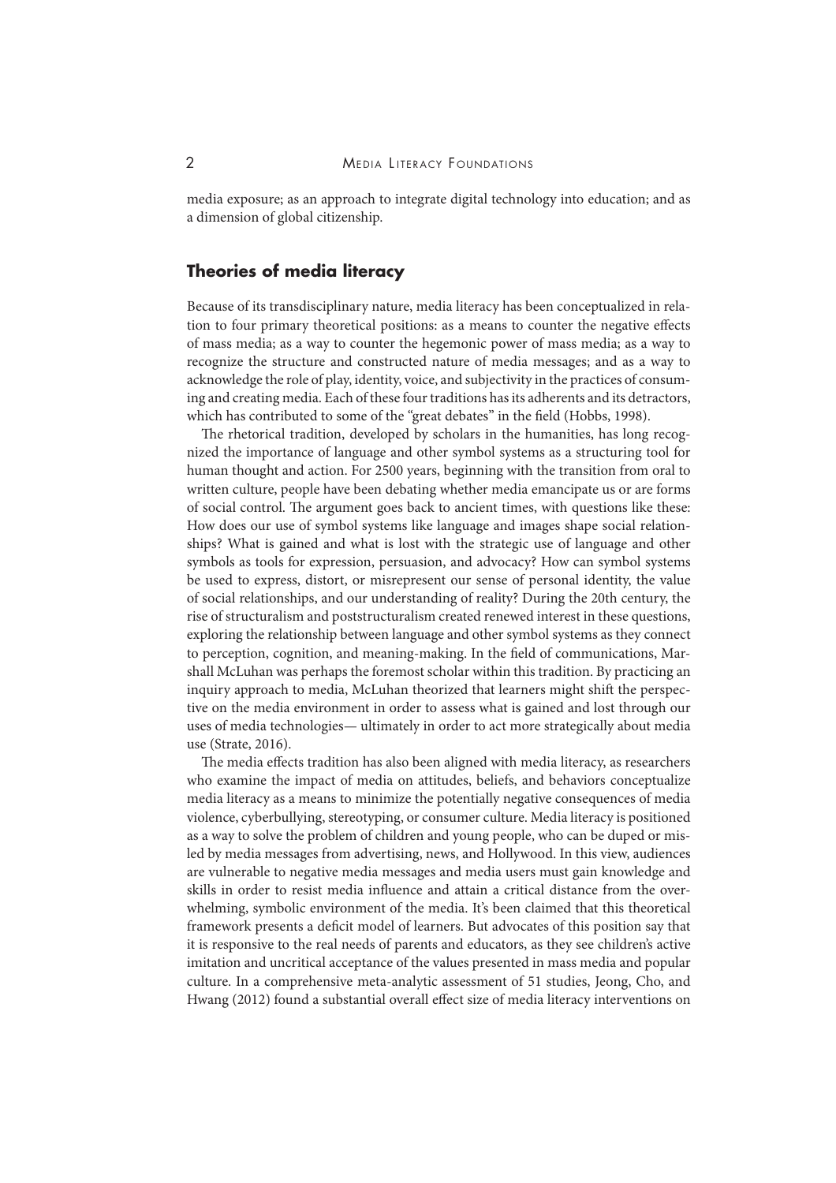media exposure; as an approach to integrate digital technology into education; and as a dimension of global citizenship.

## Theories of media literacy

Because of its transdisciplinary nature, media literacy has been conceptualized in relation to four primary theoretical positions: as a means to counter the negative effects of mass media; as a way to counter the hegemonic power of mass media; as a way to recognize the structure and constructed nature of media messages; and as a way to acknowledge the role of play, identity, voice, and subjectivity in the practices of consuming and creating media. Each of these four traditions has its adherents and its detractors, which has contributed to some of the "great debates" in the field (Hobbs, 1998).

The rhetorical tradition, developed by scholars in the humanities, has long recognized the importance of language and other symbol systems as a structuring tool for human thought and action. For 2500 years, beginning with the transition from oral to written culture, people have been debating whether media emancipate us or are forms of social control. The argument goes back to ancient times, with questions like these: How does our use of symbol systems like language and images shape social relationships? What is gained and what is lost with the strategic use of language and other symbols as tools for expression, persuasion, and advocacy? How can symbol systems be used to express, distort, or misrepresent our sense of personal identity, the value of social relationships, and our understanding of reality? During the 20th century, the rise of structuralism and poststructuralism created renewed interest in these questions, exploring the relationship between language and other symbol systems as they connect to perception, cognition, and meaning-making. In the field of communications, Marshall McLuhan was perhaps the foremost scholar within this tradition. By practicing an inquiry approach to media, McLuhan theorized that learners might shift the perspective on the media environment in order to assess what is gained and lost through our uses of media technologies— ultimately in order to act more strategically about media use (Strate, 2016).

The media effects tradition has also been aligned with media literacy, as researchers who examine the impact of media on attitudes, beliefs, and behaviors conceptualize media literacy as a means to minimize the potentially negative consequences of media violence, cyberbullying, stereotyping, or consumer culture. Media literacy is positioned as a way to solve the problem of children and young people, who can be duped or misled by media messages from advertising, news, and Hollywood. In this view, audiences are vulnerable to negative media messages and media users must gain knowledge and skills in order to resist media influence and attain a critical distance from the overwhelming, symbolic environment of the media. It's been claimed that this theoretical framework presents a deficit model of learners. But advocates of this position say that it is responsive to the real needs of parents and educators, as they see children's active imitation and uncritical acceptance of the values presented in mass media and popular culture. In a comprehensive meta-analytic assessment of 51 studies, Jeong, Cho, and Hwang (2012) found a substantial overall effect size of media literacy interventions on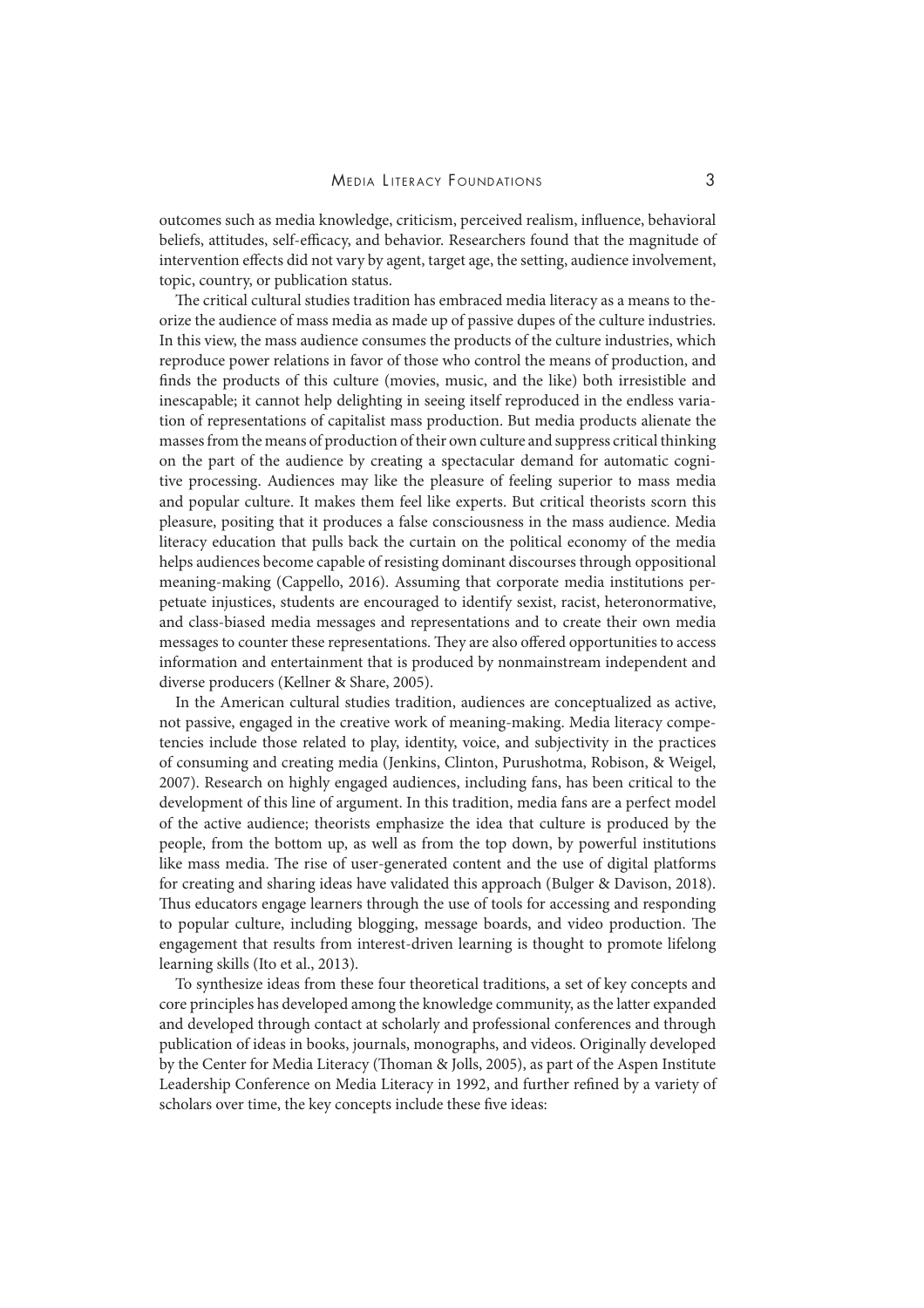outcomes such as media knowledge, criticism, perceived realism, influence, behavioral beliefs, attitudes, self-efficacy, and behavior. Researchers found that the magnitude of intervention effects did not vary by agent, target age, the setting, audience involvement, topic, country, or publication status.

The critical cultural studies tradition has embraced media literacy as a means to theorize the audience of mass media as made up of passive dupes of the culture industries. In this view, the mass audience consumes the products of the culture industries, which reproduce power relations in favor of those who control the means of production, and finds the products of this culture (movies, music, and the like) both irresistible and inescapable; it cannot help delighting in seeing itself reproduced in the endless variation of representations of capitalist mass production. But media products alienate the masses from the means of production of their own culture and suppress critical thinking on the part of the audience by creating a spectacular demand for automatic cognitive processing. Audiences may like the pleasure of feeling superior to mass media and popular culture. It makes them feel like experts. But critical theorists scorn this pleasure, positing that it produces a false consciousness in the mass audience. Media literacy education that pulls back the curtain on the political economy of the media helps audiences become capable of resisting dominant discourses through oppositional meaning-making (Cappello, 2016). Assuming that corporate media institutions perpetuate injustices, students are encouraged to identify sexist, racist, heteronormative, and class-biased media messages and representations and to create their own media messages to counter these representations. They are also offered opportunities to access information and entertainment that is produced by nonmainstream independent and diverse producers (Kellner & Share, 2005).

In the American cultural studies tradition, audiences are conceptualized as active, not passive, engaged in the creative work of meaning-making. Media literacy competencies include those related to play, identity, voice, and subjectivity in the practices of consuming and creating media (Jenkins, Clinton, Purushotma, Robison, & Weigel, 2007). Research on highly engaged audiences, including fans, has been critical to the development of this line of argument. In this tradition, media fans are a perfect model of the active audience; theorists emphasize the idea that culture is produced by the people, from the bottom up, as well as from the top down, by powerful institutions like mass media. The rise of user-generated content and the use of digital platforms for creating and sharing ideas have validated this approach (Bulger & Davison, 2018). Thus educators engage learners through the use of tools for accessing and responding to popular culture, including blogging, message boards, and video production. The engagement that results from interest-driven learning is thought to promote lifelong learning skills (Ito et al., 2013).

To synthesize ideas from these four theoretical traditions, a set of key concepts and core principles has developed among the knowledge community, as the latter expanded and developed through contact at scholarly and professional conferences and through publication of ideas in books, journals, monographs, and videos. Originally developed by the Center for Media Literacy (Thoman & Jolls, 2005), as part of the Aspen Institute Leadership Conference on Media Literacy in 1992, and further refined by a variety of scholars over time, the key concepts include these five ideas: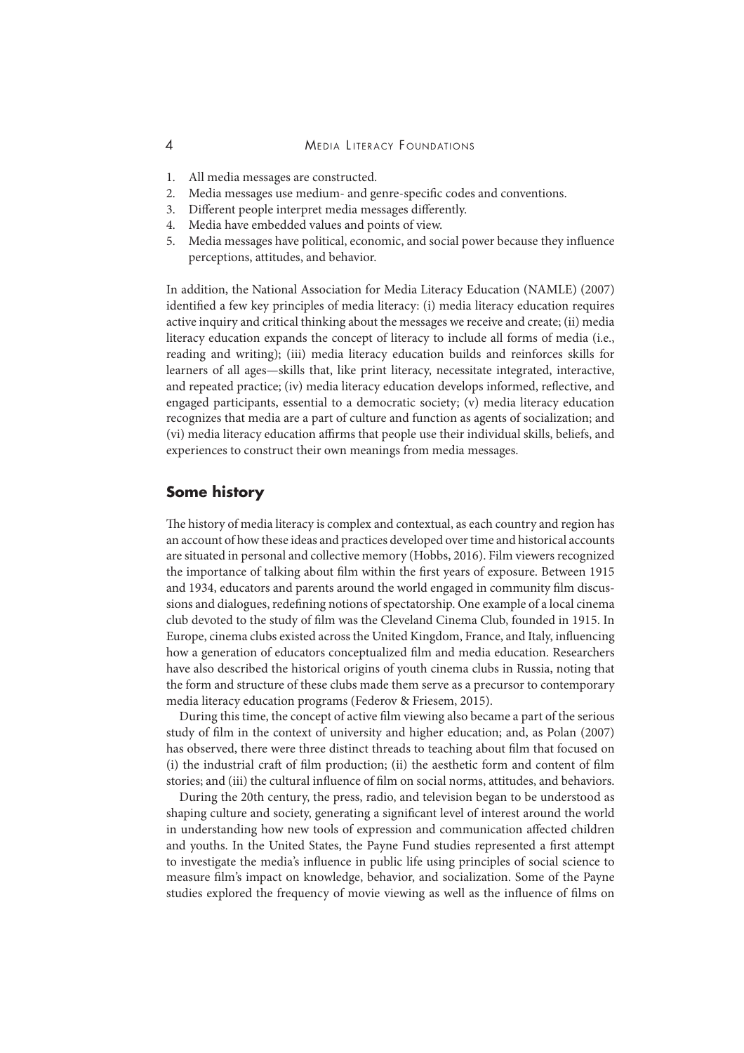1. All media messages are constructed.
2. Media messages use medium- and genre-specific codes and conventions.
3. Different people interpret media messages differently.
4. Media have embedded values and points of view.
5. Media messages have political, economic, and social power because they influence perceptions, attitudes, and behavior.

In addition, the National Association for Media Literacy Education (NAMLE) (2007) identified a few key principles of media literacy: (i) media literacy education requires active inquiry and critical thinking about the messages we receive and create; (ii) media literacy education expands the concept of literacy to include all forms of media (i.e., reading and writing); (iii) media literacy education builds and reinforces skills for learners of all ages—skills that, like print literacy, necessitate integrated, interactive, and repeated practice; (iv) media literacy education develops informed, reflective, and engaged participants, essential to a democratic society; (v) media literacy education recognizes that media are a part of culture and function as agents of socialization; and (vi) media literacy education affirms that people use their individual skills, beliefs, and experiences to construct their own meanings from media messages.

## Some history

The history of media literacy is complex and contextual, as each country and region has an account of how these ideas and practices developed over time and historical accounts are situated in personal and collective memory (Hobbs, 2016). Film viewers recognized the importance of talking about film within the first years of exposure. Between 1915 and 1934, educators and parents around the world engaged in community film discussions and dialogues, redefining notions of spectatorship. One example of a local cinema club devoted to the study of film was the Cleveland Cinema Club, founded in 1915. In Europe, cinema clubs existed across the United Kingdom, France, and Italy, influencing how a generation of educators conceptualized film and media education. Researchers have also described the historical origins of youth cinema clubs in Russia, noting that the form and structure of these clubs made them serve as a precursor to contemporary media literacy education programs (Federov & Friesem, 2015).

During this time, the concept of active film viewing also became a part of the serious study of film in the context of university and higher education; and, as Polan (2007) has observed, there were three distinct threads to teaching about film that focused on (i) the industrial craft of film production; (ii) the aesthetic form and content of film stories; and (iii) the cultural influence of film on social norms, attitudes, and behaviors.

During the 20th century, the press, radio, and television began to be understood as shaping culture and society, generating a significant level of interest around the world in understanding how new tools of expression and communication affected children and youths. In the United States, the Payne Fund studies represented a first attempt to investigate the media's influence in public life using principles of social science to measure film's impact on knowledge, behavior, and socialization. Some of the Payne studies explored the frequency of movie viewing as well as the influence of films on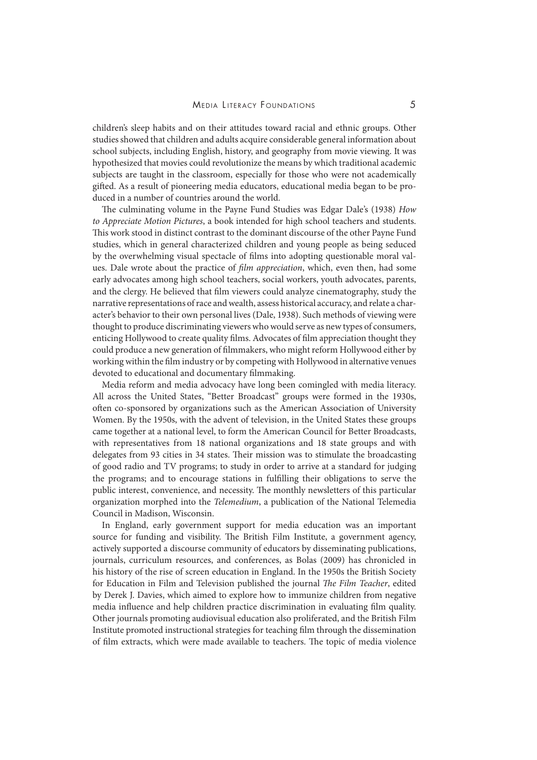children's sleep habits and on their attitudes toward racial and ethnic groups. Other studies showed that children and adults acquire considerable general information about school subjects, including English, history, and geography from movie viewing. It was hypothesized that movies could revolutionize the means by which traditional academic subjects are taught in the classroom, especially for those who were not academically gifted. As a result of pioneering media educators, educational media began to be produced in a number of countries around the world.

The culminating volume in the Payne Fund Studies was Edgar Dale's (1938) *How to Appreciate Motion Pictures*, a book intended for high school teachers and students. This work stood in distinct contrast to the dominant discourse of the other Payne Fund studies, which in general characterized children and young people as being seduced by the overwhelming visual spectacle of films into adopting questionable moral values. Dale wrote about the practice of *film appreciation*, which, even then, had some early advocates among high school teachers, social workers, youth advocates, parents, and the clergy. He believed that film viewers could analyze cinematography, study the narrative representations of race and wealth, assess historical accuracy, and relate a character's behavior to their own personal lives (Dale, 1938). Such methods of viewing were thought to produce discriminating viewers who would serve as new types of consumers, enticing Hollywood to create quality films. Advocates of film appreciation thought they could produce a new generation of filmmakers, who might reform Hollywood either by working within the film industry or by competing with Hollywood in alternative venues devoted to educational and documentary filmmaking.

Media reform and media advocacy have long been comingled with media literacy. All across the United States, "Better Broadcast" groups were formed in the 1930s, often co-sponsored by organizations such as the American Association of University Women. By the 1950s, with the advent of television, in the United States these groups came together at a national level, to form the American Council for Better Broadcasts, with representatives from 18 national organizations and 18 state groups and with delegates from 93 cities in 34 states. Their mission was to stimulate the broadcasting of good radio and TV programs; to study in order to arrive at a standard for judging the programs; and to encourage stations in fulfilling their obligations to serve the public interest, convenience, and necessity. The monthly newsletters of this particular organization morphed into the *Telemedium*, a publication of the National Telemedia Council in Madison, Wisconsin.

In England, early government support for media education was an important source for funding and visibility. The British Film Institute, a government agency, actively supported a discourse community of educators by disseminating publications, journals, curriculum resources, and conferences, as Bolas (2009) has chronicled in his history of the rise of screen education in England. In the 1950s the British Society for Education in Film and Television published the journal *The Film Teacher*, edited by Derek J. Davies, which aimed to explore how to immunize children from negative media influence and help children practice discrimination in evaluating film quality. Other journals promoting audiovisual education also proliferated, and the British Film Institute promoted instructional strategies for teaching film through the dissemination of film extracts, which were made available to teachers. The topic of media violence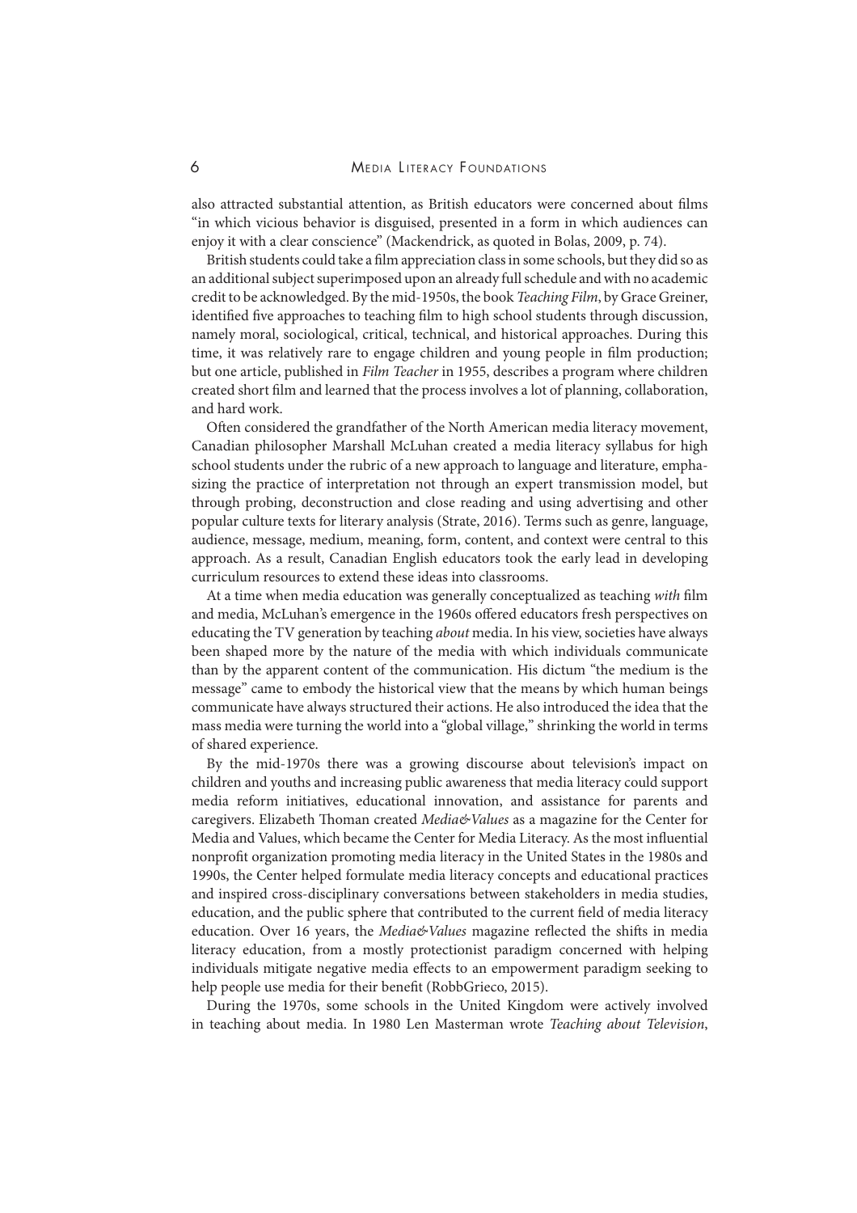also attracted substantial attention, as British educators were concerned about films "in which vicious behavior is disguised, presented in a form in which audiences can enjoy it with a clear conscience" (Mackendrick, as quoted in Bolas, 2009, p. 74).

British students could take a film appreciation class in some schools, but they did so as an additional subject superimposed upon an already full schedule and with no academic credit to be acknowledged. By the mid-1950s, the book *Teaching Film*, by Grace Greiner, identified five approaches to teaching film to high school students through discussion, namely moral, sociological, critical, technical, and historical approaches. During this time, it was relatively rare to engage children and young people in film production; but one article, published in *Film Teacher* in 1955, describes a program where children created short film and learned that the process involves a lot of planning, collaboration, and hard work.

Often considered the grandfather of the North American media literacy movement, Canadian philosopher Marshall McLuhan created a media literacy syllabus for high school students under the rubric of a new approach to language and literature, emphasizing the practice of interpretation not through an expert transmission model, but through probing, deconstruction and close reading and using advertising and other popular culture texts for literary analysis (Strate, 2016). Terms such as genre, language, audience, message, medium, meaning, form, content, and context were central to this approach. As a result, Canadian English educators took the early lead in developing curriculum resources to extend these ideas into classrooms.

At a time when media education was generally conceptualized as teaching *with* film and media, McLuhan's emergence in the 1960s offered educators fresh perspectives on educating the TV generation by teaching *about* media. In his view, societies have always been shaped more by the nature of the media with which individuals communicate than by the apparent content of the communication. His dictum "the medium is the message" came to embody the historical view that the means by which human beings communicate have always structured their actions. He also introduced the idea that the mass media were turning the world into a "global village," shrinking the world in terms of shared experience.

By the mid-1970s there was a growing discourse about television's impact on children and youths and increasing public awareness that media literacy could support media reform initiatives, educational innovation, and assistance for parents and caregivers. Elizabeth Thoman created *Media&Values* as a magazine for the Center for Media and Values, which became the Center for Media Literacy. As the most influential nonprofit organization promoting media literacy in the United States in the 1980s and 1990s, the Center helped formulate media literacy concepts and educational practices and inspired cross-disciplinary conversations between stakeholders in media studies, education, and the public sphere that contributed to the current field of media literacy education. Over 16 years, the *Media&Values* magazine reflected the shifts in media literacy education, from a mostly protectionist paradigm concerned with helping individuals mitigate negative media effects to an empowerment paradigm seeking to help people use media for their benefit (RobbGrieco, 2015).

During the 1970s, some schools in the United Kingdom were actively involved in teaching about media. In 1980 Len Masterman wrote *Teaching about Television*,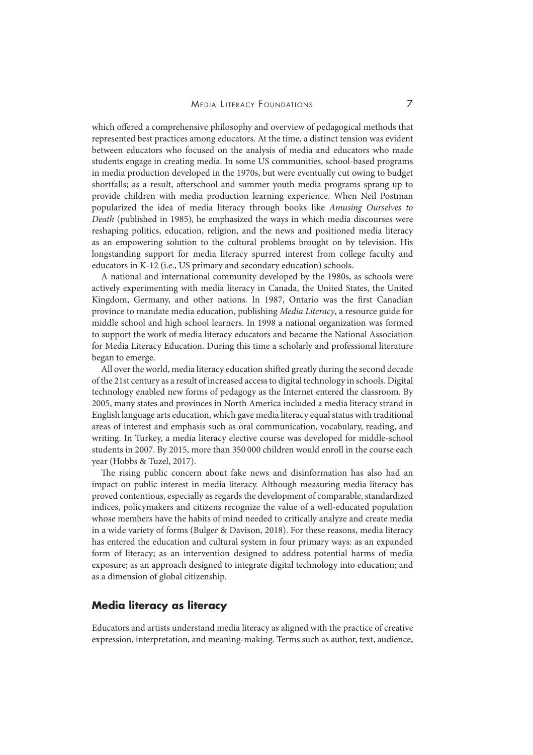which offered a comprehensive philosophy and overview of pedagogical methods that represented best practices among educators. At the time, a distinct tension was evident between educators who focused on the analysis of media and educators who made students engage in creating media. In some US communities, school-based programs in media production developed in the 1970s, but were eventually cut owing to budget shortfalls; as a result, afterschool and summer youth media programs sprang up to provide children with media production learning experience. When Neil Postman popularized the idea of media literacy through books like *Amusing Ourselves to Death* (published in 1985), he emphasized the ways in which media discourses were reshaping politics, education, religion, and the news and positioned media literacy as an empowering solution to the cultural problems brought on by television. His longstanding support for media literacy spurred interest from college faculty and educators in K-12 (i.e., US primary and secondary education) schools.

A national and international community developed by the 1980s, as schools were actively experimenting with media literacy in Canada, the United States, the United Kingdom, Germany, and other nations. In 1987, Ontario was the first Canadian province to mandate media education, publishing *Media Literacy*, a resource guide for middle school and high school learners. In 1998 a national organization was formed to support the work of media literacy educators and became the National Association for Media Literacy Education. During this time a scholarly and professional literature began to emerge.

All over the world, media literacy education shifted greatly during the second decade of the 21st century as a result of increased access to digital technology in schools. Digital technology enabled new forms of pedagogy as the Internet entered the classroom. By 2005, many states and provinces in North America included a media literacy strand in English language arts education, which gave media literacy equal status with traditional areas of interest and emphasis such as oral communication, vocabulary, reading, and writing. In Turkey, a media literacy elective course was developed for middle-school students in 2007. By 2015, more than 350 000 children would enroll in the course each year (Hobbs & Tuzel, 2017).

The rising public concern about fake news and disinformation has also had an impact on public interest in media literacy. Although measuring media literacy has proved contentious, especially as regards the development of comparable, standardized indices, policymakers and citizens recognize the value of a well-educated population whose members have the habits of mind needed to critically analyze and create media in a wide variety of forms (Bulger & Davison, 2018). For these reasons, media literacy has entered the education and cultural system in four primary ways: as an expanded form of literacy; as an intervention designed to address potential harms of media exposure; as an approach designed to integrate digital technology into education; and as a dimension of global citizenship.

## Media literacy as literacy

Educators and artists understand media literacy as aligned with the practice of creative expression, interpretation, and meaning-making. Terms such as author, text, audience,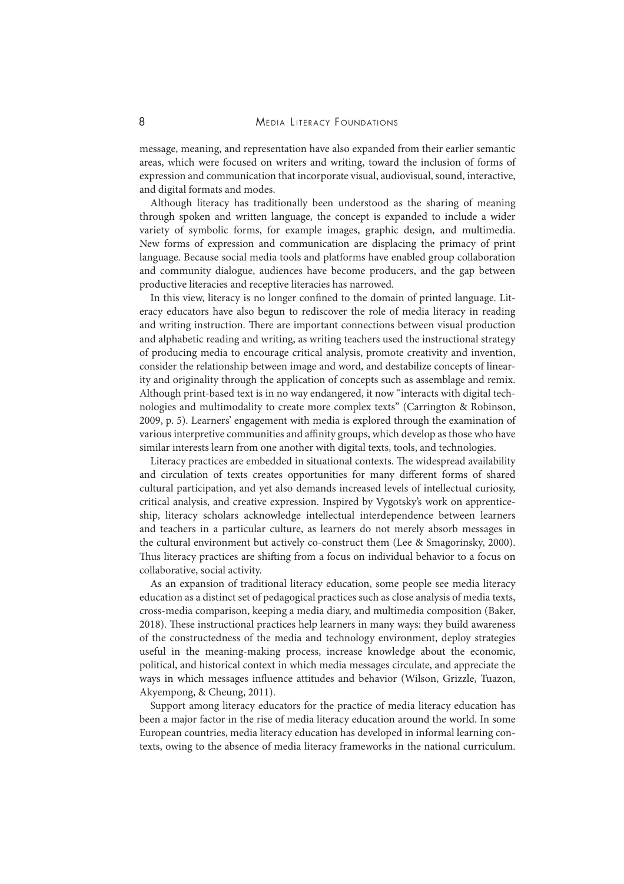message, meaning, and representation have also expanded from their earlier semantic areas, which were focused on writers and writing, toward the inclusion of forms of expression and communication that incorporate visual, audiovisual, sound, interactive, and digital formats and modes.

Although literacy has traditionally been understood as the sharing of meaning through spoken and written language, the concept is expanded to include a wider variety of symbolic forms, for example images, graphic design, and multimedia. New forms of expression and communication are displacing the primacy of print language. Because social media tools and platforms have enabled group collaboration and community dialogue, audiences have become producers, and the gap between productive literacies and receptive literacies has narrowed.

In this view, literacy is no longer confined to the domain of printed language. Literacy educators have also begun to rediscover the role of media literacy in reading and writing instruction. There are important connections between visual production and alphabetic reading and writing, as writing teachers used the instructional strategy of producing media to encourage critical analysis, promote creativity and invention, consider the relationship between image and word, and destabilize concepts of linearity and originality through the application of concepts such as assemblage and remix. Although print-based text is in no way endangered, it now "interacts with digital technologies and multimodality to create more complex texts" (Carrington & Robinson, 2009, p. 5). Learners' engagement with media is explored through the examination of various interpretive communities and affinity groups, which develop as those who have similar interests learn from one another with digital texts, tools, and technologies.

Literacy practices are embedded in situational contexts. The widespread availability and circulation of texts creates opportunities for many different forms of shared cultural participation, and yet also demands increased levels of intellectual curiosity, critical analysis, and creative expression. Inspired by Vygotsky's work on apprenticeship, literacy scholars acknowledge intellectual interdependence between learners and teachers in a particular culture, as learners do not merely absorb messages in the cultural environment but actively co-construct them (Lee & Smagorinsky, 2000). Thus literacy practices are shifting from a focus on individual behavior to a focus on collaborative, social activity.

As an expansion of traditional literacy education, some people see media literacy education as a distinct set of pedagogical practices such as close analysis of media texts, cross-media comparison, keeping a media diary, and multimedia composition (Baker, 2018). These instructional practices help learners in many ways: they build awareness of the constructedness of the media and technology environment, deploy strategies useful in the meaning-making process, increase knowledge about the economic, political, and historical context in which media messages circulate, and appreciate the ways in which messages influence attitudes and behavior (Wilson, Grizzle, Tuazon, Akyempong, & Cheung, 2011).

Support among literacy educators for the practice of media literacy education has been a major factor in the rise of media literacy education around the world. In some European countries, media literacy education has developed in informal learning contexts, owing to the absence of media literacy frameworks in the national curriculum.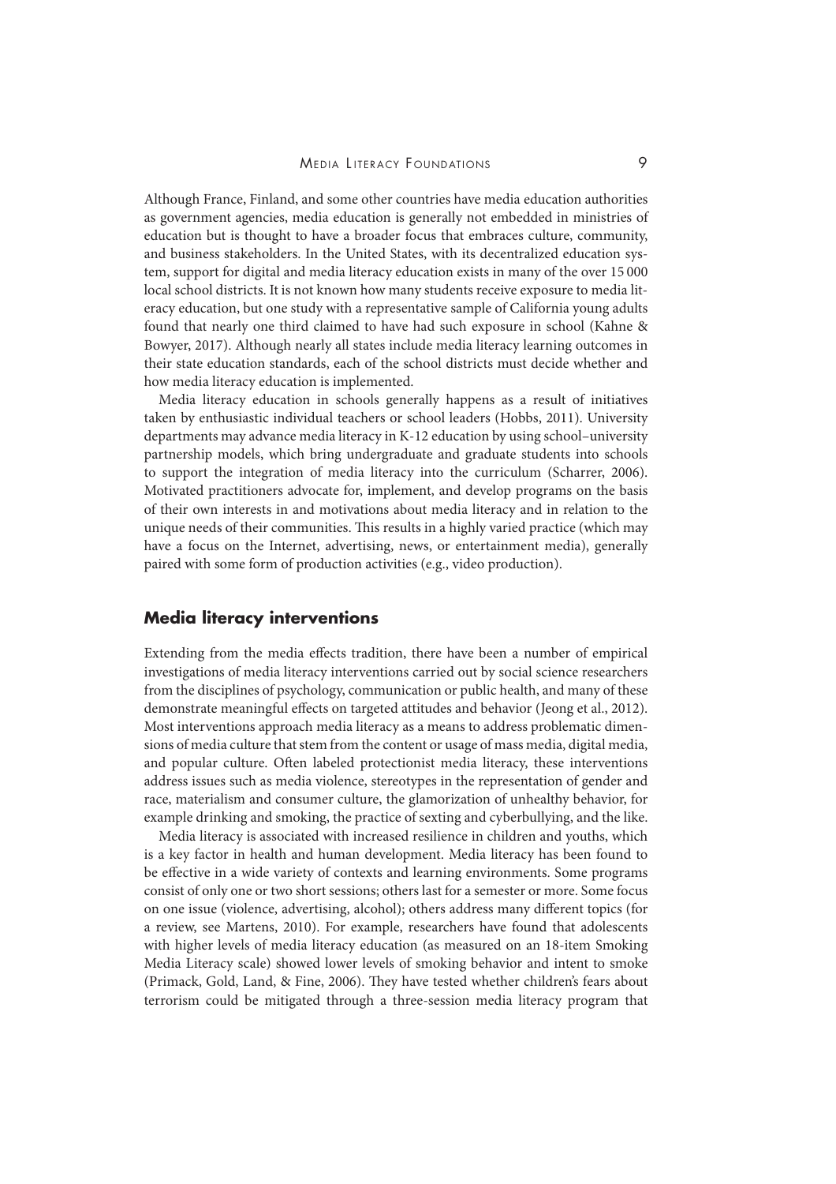Although France, Finland, and some other countries have media education authorities as government agencies, media education is generally not embedded in ministries of education but is thought to have a broader focus that embraces culture, community, and business stakeholders. In the United States, with its decentralized education system, support for digital and media literacy education exists in many of the over 15 000 local school districts. It is not known how many students receive exposure to media literacy education, but one study with a representative sample of California young adults found that nearly one third claimed to have had such exposure in school (Kahne & Bowyer, 2017). Although nearly all states include media literacy learning outcomes in their state education standards, each of the school districts must decide whether and how media literacy education is implemented.

Media literacy education in schools generally happens as a result of initiatives taken by enthusiastic individual teachers or school leaders (Hobbs, 2011). University departments may advance media literacy in K-12 education by using school–university partnership models, which bring undergraduate and graduate students into schools to support the integration of media literacy into the curriculum (Scharrer, 2006). Motivated practitioners advocate for, implement, and develop programs on the basis of their own interests in and motivations about media literacy and in relation to the unique needs of their communities. This results in a highly varied practice (which may have a focus on the Internet, advertising, news, or entertainment media), generally paired with some form of production activities (e.g., video production).

## Media literacy interventions

Extending from the media effects tradition, there have been a number of empirical investigations of media literacy interventions carried out by social science researchers from the disciplines of psychology, communication or public health, and many of these demonstrate meaningful effects on targeted attitudes and behavior (Jeong et al., 2012). Most interventions approach media literacy as a means to address problematic dimensions of media culture that stem from the content or usage of mass media, digital media, and popular culture. Often labeled protectionist media literacy, these interventions address issues such as media violence, stereotypes in the representation of gender and race, materialism and consumer culture, the glamorization of unhealthy behavior, for example drinking and smoking, the practice of sexting and cyberbullying, and the like.

Media literacy is associated with increased resilience in children and youths, which is a key factor in health and human development. Media literacy has been found to be effective in a wide variety of contexts and learning environments. Some programs consist of only one or two short sessions; others last for a semester or more. Some focus on one issue (violence, advertising, alcohol); others address many different topics (for a review, see Martens, 2010). For example, researchers have found that adolescents with higher levels of media literacy education (as measured on an 18-item Smoking Media Literacy scale) showed lower levels of smoking behavior and intent to smoke (Primack, Gold, Land, & Fine, 2006). They have tested whether children's fears about terrorism could be mitigated through a three-session media literacy program that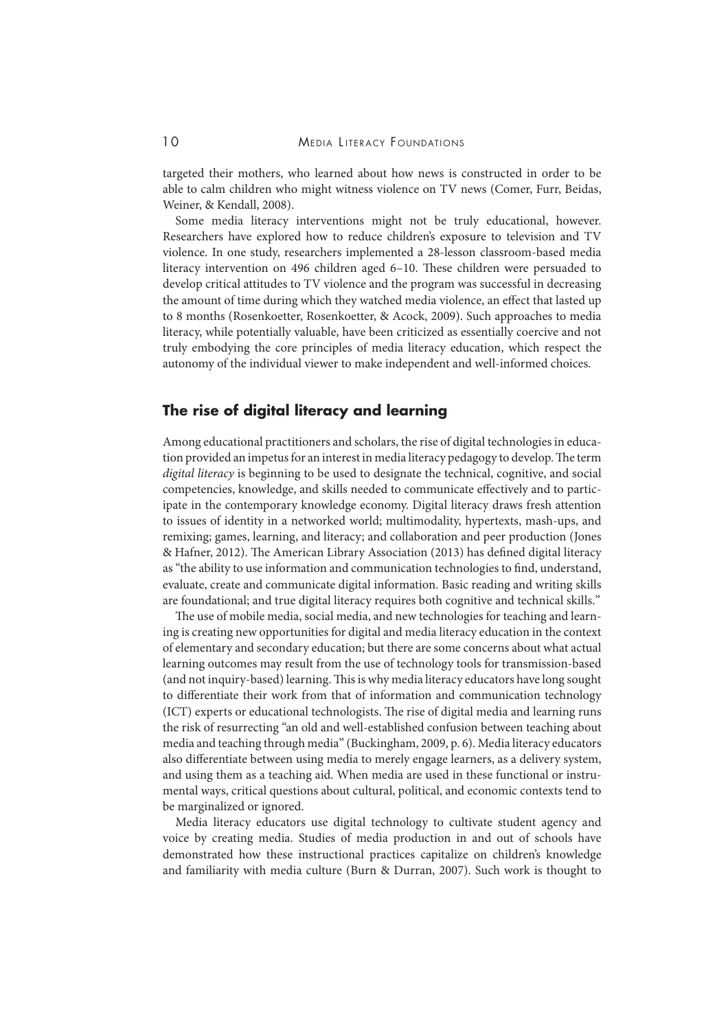targeted their mothers, who learned about how news is constructed in order to be able to calm children who might witness violence on TV news (Comer, Furr, Beidas, Weiner, & Kendall, 2008).

Some media literacy interventions might not be truly educational, however. Researchers have explored how to reduce children's exposure to television and TV violence. In one study, researchers implemented a 28-lesson classroom-based media literacy intervention on 496 children aged 6–10. These children were persuaded to develop critical attitudes to TV violence and the program was successful in decreasing the amount of time during which they watched media violence, an effect that lasted up to 8 months (Rosenkoetter, Rosenkoetter, & Acock, 2009). Such approaches to media literacy, while potentially valuable, have been criticized as essentially coercive and not truly embodying the core principles of media literacy education, which respect the autonomy of the individual viewer to make independent and well-informed choices.

## The rise of digital literacy and learning

Among educational practitioners and scholars, the rise of digital technologies in education provided an impetus for an interest in media literacy pedagogy to develop. The term *digital literacy* is beginning to be used to designate the technical, cognitive, and social competencies, knowledge, and skills needed to communicate effectively and to participate in the contemporary knowledge economy. Digital literacy draws fresh attention to issues of identity in a networked world; multimodality, hypertexts, mash-ups, and remixing; games, learning, and literacy; and collaboration and peer production (Jones & Hafner, 2012). The American Library Association (2013) has defined digital literacy as "the ability to use information and communication technologies to find, understand, evaluate, create and communicate digital information. Basic reading and writing skills are foundational; and true digital literacy requires both cognitive and technical skills."

The use of mobile media, social media, and new technologies for teaching and learning is creating new opportunities for digital and media literacy education in the context of elementary and secondary education; but there are some concerns about what actual learning outcomes may result from the use of technology tools for transmission-based (and not inquiry-based) learning. This is why media literacy educators have long sought to differentiate their work from that of information and communication technology (ICT) experts or educational technologists. The rise of digital media and learning runs the risk of resurrecting "an old and well-established confusion between teaching about media and teaching through media" (Buckingham, 2009, p. 6). Media literacy educators also differentiate between using media to merely engage learners, as a delivery system, and using them as a teaching aid. When media are used in these functional or instrumental ways, critical questions about cultural, political, and economic contexts tend to be marginalized or ignored.

Media literacy educators use digital technology to cultivate student agency and voice by creating media. Studies of media production in and out of schools have demonstrated how these instructional practices capitalize on children's knowledge and familiarity with media culture (Burn & Durran, 2007). Such work is thought to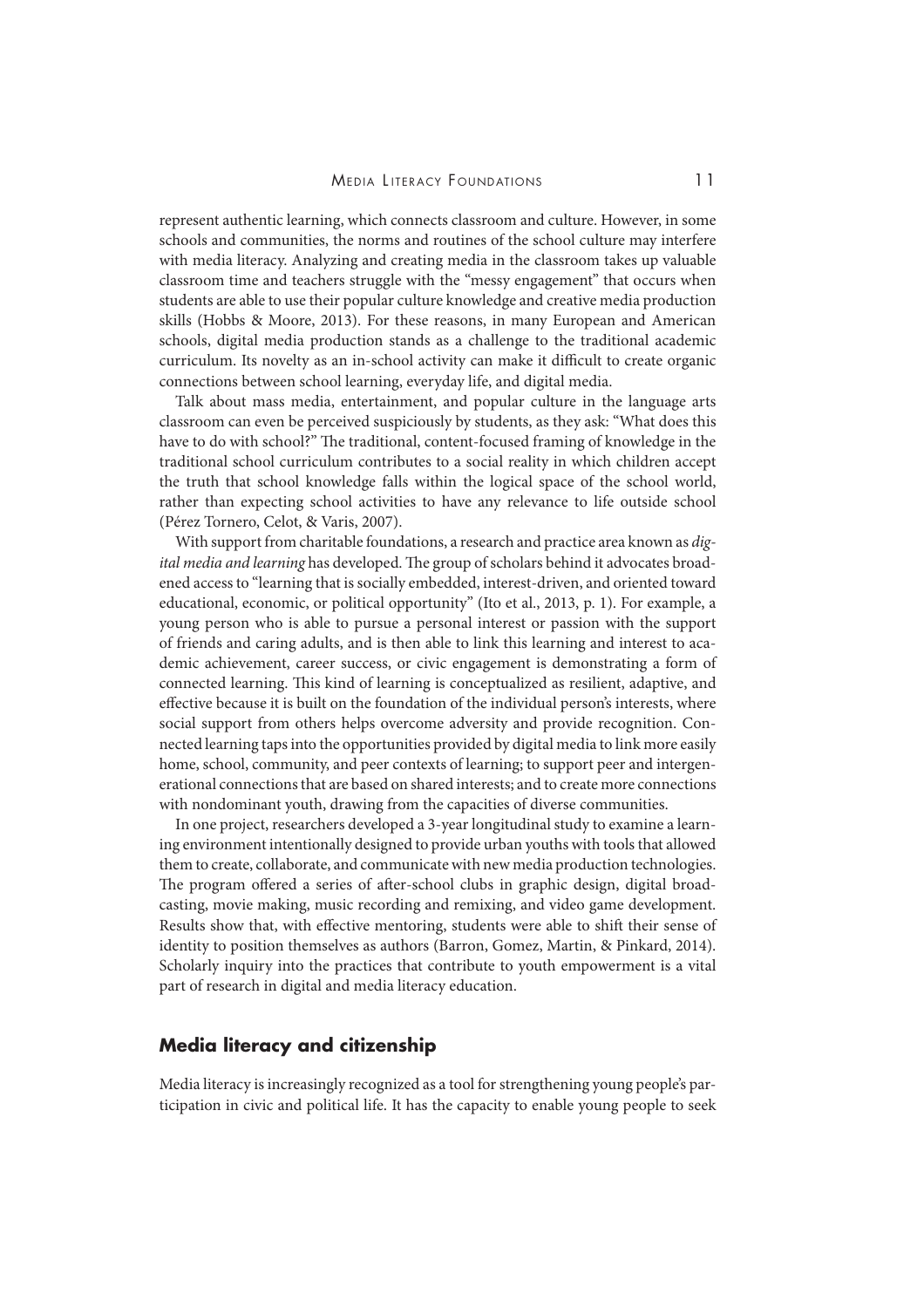represent authentic learning, which connects classroom and culture. However, in some schools and communities, the norms and routines of the school culture may interfere with media literacy. Analyzing and creating media in the classroom takes up valuable classroom time and teachers struggle with the "messy engagement" that occurs when students are able to use their popular culture knowledge and creative media production skills (Hobbs & Moore, 2013). For these reasons, in many European and American schools, digital media production stands as a challenge to the traditional academic curriculum. Its novelty as an in-school activity can make it difficult to create organic connections between school learning, everyday life, and digital media.

Talk about mass media, entertainment, and popular culture in the language arts classroom can even be perceived suspiciously by students, as they ask: "What does this have to do with school?" The traditional, content-focused framing of knowledge in the traditional school curriculum contributes to a social reality in which children accept the truth that school knowledge falls within the logical space of the school world, rather than expecting school activities to have any relevance to life outside school (Pérez Tornero, Celot, & Varis, 2007).

With support from charitable foundations, a research and practice area known as *digital media and learning* has developed. The group of scholars behind it advocates broadened access to "learning that is socially embedded, interest-driven, and oriented toward educational, economic, or political opportunity" (Ito et al., 2013, p. 1). For example, a young person who is able to pursue a personal interest or passion with the support of friends and caring adults, and is then able to link this learning and interest to academic achievement, career success, or civic engagement is demonstrating a form of connected learning. This kind of learning is conceptualized as resilient, adaptive, and effective because it is built on the foundation of the individual person's interests, where social support from others helps overcome adversity and provide recognition. Connected learning taps into the opportunities provided by digital media to link more easily home, school, community, and peer contexts of learning; to support peer and intergenerational connections that are based on shared interests; and to create more connections with nondominant youth, drawing from the capacities of diverse communities.

In one project, researchers developed a 3-year longitudinal study to examine a learning environment intentionally designed to provide urban youths with tools that allowed them to create, collaborate, and communicate with new media production technologies. The program offered a series of after-school clubs in graphic design, digital broadcasting, movie making, music recording and remixing, and video game development. Results show that, with effective mentoring, students were able to shift their sense of identity to position themselves as authors (Barron, Gomez, Martin, & Pinkard, 2014). Scholarly inquiry into the practices that contribute to youth empowerment is a vital part of research in digital and media literacy education.

## Media literacy and citizenship

Media literacy is increasingly recognized as a tool for strengthening young people's participation in civic and political life. It has the capacity to enable young people to seek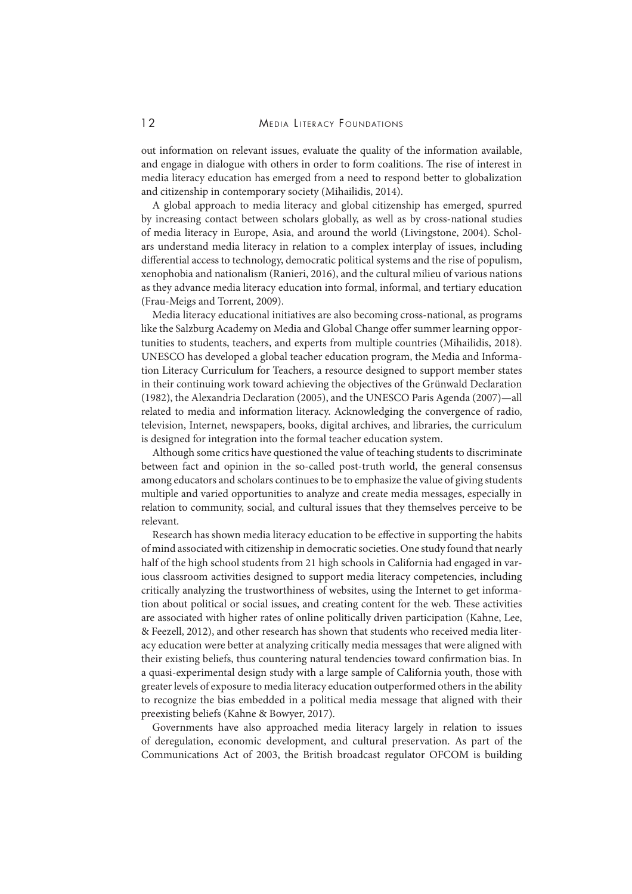out information on relevant issues, evaluate the quality of the information available, and engage in dialogue with others in order to form coalitions. The rise of interest in media literacy education has emerged from a need to respond better to globalization and citizenship in contemporary society (Mihailidis, 2014).

A global approach to media literacy and global citizenship has emerged, spurred by increasing contact between scholars globally, as well as by cross-national studies of media literacy in Europe, Asia, and around the world (Livingstone, 2004). Scholars understand media literacy in relation to a complex interplay of issues, including differential access to technology, democratic political systems and the rise of populism, xenophobia and nationalism (Ranieri, 2016), and the cultural milieu of various nations as they advance media literacy education into formal, informal, and tertiary education (Frau-Meigs and Torrent, 2009).

Media literacy educational initiatives are also becoming cross-national, as programs like the Salzburg Academy on Media and Global Change offer summer learning opportunities to students, teachers, and experts from multiple countries (Mihailidis, 2018). UNESCO has developed a global teacher education program, the Media and Information Literacy Curriculum for Teachers, a resource designed to support member states in their continuing work toward achieving the objectives of the Grünwald Declaration (1982), the Alexandria Declaration (2005), and the UNESCO Paris Agenda (2007)—all related to media and information literacy. Acknowledging the convergence of radio, television, Internet, newspapers, books, digital archives, and libraries, the curriculum is designed for integration into the formal teacher education system.

Although some critics have questioned the value of teaching students to discriminate between fact and opinion in the so-called post-truth world, the general consensus among educators and scholars continues to be to emphasize the value of giving students multiple and varied opportunities to analyze and create media messages, especially in relation to community, social, and cultural issues that they themselves perceive to be relevant.

Research has shown media literacy education to be effective in supporting the habits of mind associated with citizenship in democratic societies. One study found that nearly half of the high school students from 21 high schools in California had engaged in various classroom activities designed to support media literacy competencies, including critically analyzing the trustworthiness of websites, using the Internet to get information about political or social issues, and creating content for the web. These activities are associated with higher rates of online politically driven participation (Kahne, Lee, & Feezell, 2012), and other research has shown that students who received media literacy education were better at analyzing critically media messages that were aligned with their existing beliefs, thus countering natural tendencies toward confirmation bias. In a quasi-experimental design study with a large sample of California youth, those with greater levels of exposure to media literacy education outperformed others in the ability to recognize the bias embedded in a political media message that aligned with their preexisting beliefs (Kahne & Bowyer, 2017).

Governments have also approached media literacy largely in relation to issues of deregulation, economic development, and cultural preservation. As part of the Communications Act of 2003, the British broadcast regulator OFCOM is building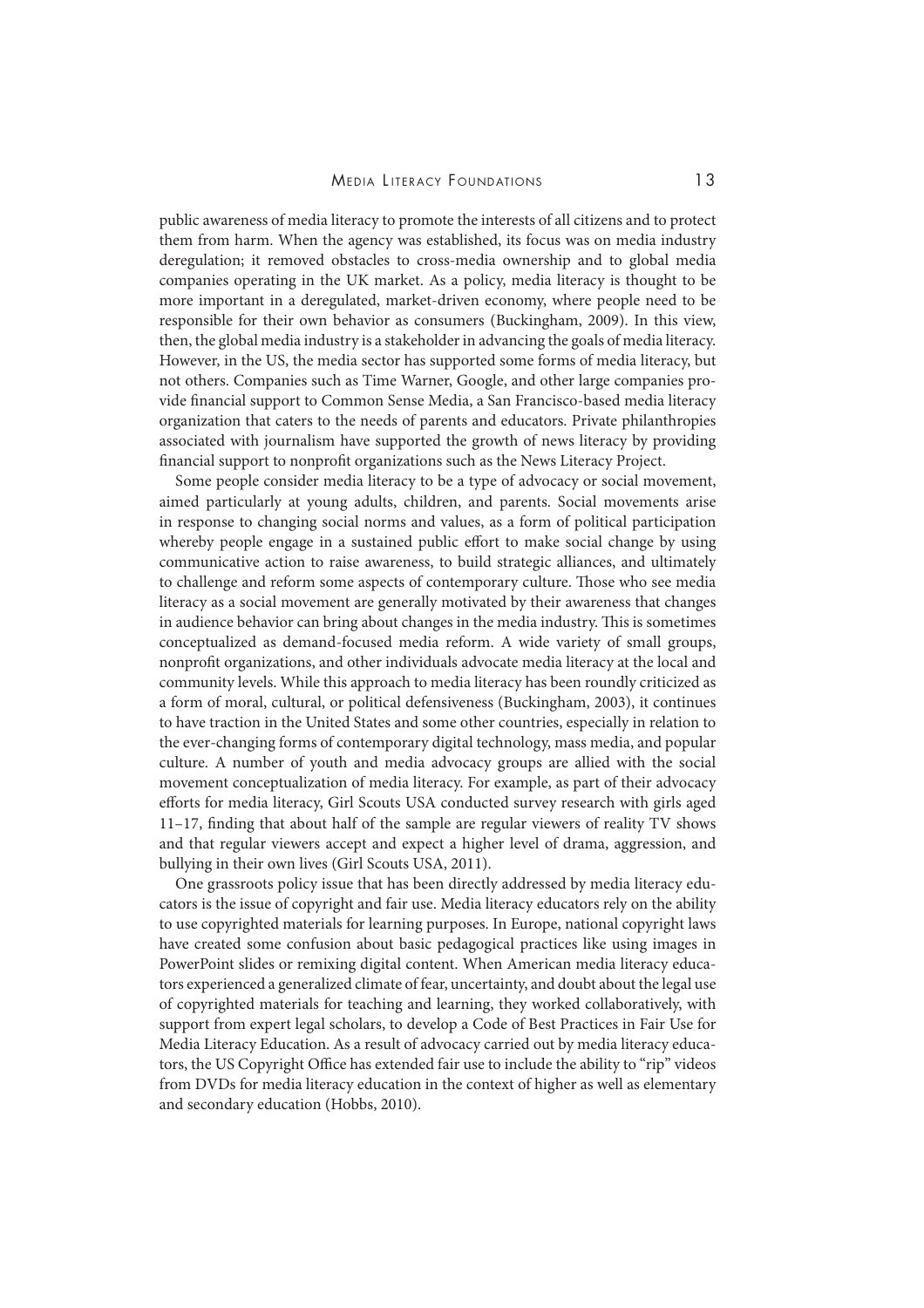public awareness of media literacy to promote the interests of all citizens and to protect them from harm. When the agency was established, its focus was on media industry deregulation; it removed obstacles to cross-media ownership and to global media companies operating in the UK market. As a policy, media literacy is thought to be more important in a deregulated, market-driven economy, where people need to be responsible for their own behavior as consumers (Buckingham, 2009). In this view, then, the global media industry is a stakeholder in advancing the goals of media literacy. However, in the US, the media sector has supported some forms of media literacy, but not others. Companies such as Time Warner, Google, and other large companies provide financial support to Common Sense Media, a San Francisco-based media literacy organization that caters to the needs of parents and educators. Private philanthropies associated with journalism have supported the growth of news literacy by providing financial support to nonprofit organizations such as the News Literacy Project.

Some people consider media literacy to be a type of advocacy or social movement, aimed particularly at young adults, children, and parents. Social movements arise in response to changing social norms and values, as a form of political participation whereby people engage in a sustained public effort to make social change by using communicative action to raise awareness, to build strategic alliances, and ultimately to challenge and reform some aspects of contemporary culture. Those who see media literacy as a social movement are generally motivated by their awareness that changes in audience behavior can bring about changes in the media industry. This is sometimes conceptualized as demand-focused media reform. A wide variety of small groups, nonprofit organizations, and other individuals advocate media literacy at the local and community levels. While this approach to media literacy has been roundly criticized as a form of moral, cultural, or political defensiveness (Buckingham, 2003), it continues to have traction in the United States and some other countries, especially in relation to the ever-changing forms of contemporary digital technology, mass media, and popular culture. A number of youth and media advocacy groups are allied with the social movement conceptualization of media literacy. For example, as part of their advocacy efforts for media literacy, Girl Scouts USA conducted survey research with girls aged 11–17, finding that about half of the sample are regular viewers of reality TV shows and that regular viewers accept and expect a higher level of drama, aggression, and bullying in their own lives (Girl Scouts USA, 2011).

One grassroots policy issue that has been directly addressed by media literacy educators is the issue of copyright and fair use. Media literacy educators rely on the ability to use copyrighted materials for learning purposes. In Europe, national copyright laws have created some confusion about basic pedagogical practices like using images in PowerPoint slides or remixing digital content. When American media literacy educators experienced a generalized climate of fear, uncertainty, and doubt about the legal use of copyrighted materials for teaching and learning, they worked collaboratively, with support from expert legal scholars, to develop a Code of Best Practices in Fair Use for Media Literacy Education. As a result of advocacy carried out by media literacy educators, the US Copyright Office has extended fair use to include the ability to "rip" videos from DVDs for media literacy education in the context of higher as well as elementary and secondary education (Hobbs, 2010).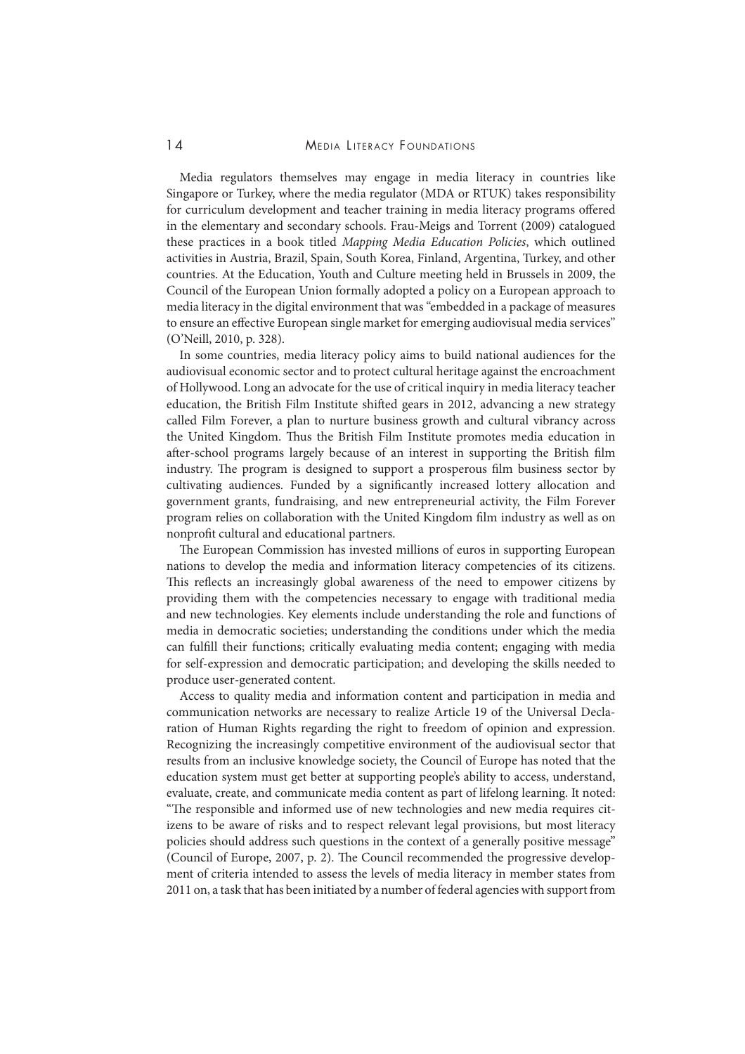Media regulators themselves may engage in media literacy in countries like Singapore or Turkey, where the media regulator (MDA or RTUK) takes responsibility for curriculum development and teacher training in media literacy programs offered in the elementary and secondary schools. Frau-Meigs and Torrent (2009) catalogued these practices in a book titled *Mapping Media Education Policies*, which outlined activities in Austria, Brazil, Spain, South Korea, Finland, Argentina, Turkey, and other countries. At the Education, Youth and Culture meeting held in Brussels in 2009, the Council of the European Union formally adopted a policy on a European approach to media literacy in the digital environment that was "embedded in a package of measures to ensure an effective European single market for emerging audiovisual media services" (O'Neill, 2010, p. 328).

In some countries, media literacy policy aims to build national audiences for the audiovisual economic sector and to protect cultural heritage against the encroachment of Hollywood. Long an advocate for the use of critical inquiry in media literacy teacher education, the British Film Institute shifted gears in 2012, advancing a new strategy called Film Forever, a plan to nurture business growth and cultural vibrancy across the United Kingdom. Thus the British Film Institute promotes media education in after-school programs largely because of an interest in supporting the British film industry. The program is designed to support a prosperous film business sector by cultivating audiences. Funded by a significantly increased lottery allocation and government grants, fundraising, and new entrepreneurial activity, the Film Forever program relies on collaboration with the United Kingdom film industry as well as on nonprofit cultural and educational partners.

The European Commission has invested millions of euros in supporting European nations to develop the media and information literacy competencies of its citizens. This reflects an increasingly global awareness of the need to empower citizens by providing them with the competencies necessary to engage with traditional media and new technologies. Key elements include understanding the role and functions of media in democratic societies; understanding the conditions under which the media can fulfill their functions; critically evaluating media content; engaging with media for self-expression and democratic participation; and developing the skills needed to produce user-generated content.

Access to quality media and information content and participation in media and communication networks are necessary to realize Article 19 of the Universal Declaration of Human Rights regarding the right to freedom of opinion and expression. Recognizing the increasingly competitive environment of the audiovisual sector that results from an inclusive knowledge society, the Council of Europe has noted that the education system must get better at supporting people's ability to access, understand, evaluate, create, and communicate media content as part of lifelong learning. It noted: "The responsible and informed use of new technologies and new media requires citizens to be aware of risks and to respect relevant legal provisions, but most literacy policies should address such questions in the context of a generally positive message" (Council of Europe, 2007, p. 2). The Council recommended the progressive development of criteria intended to assess the levels of media literacy in member states from 2011 on, a task that has been initiated by a number of federal agencies with support from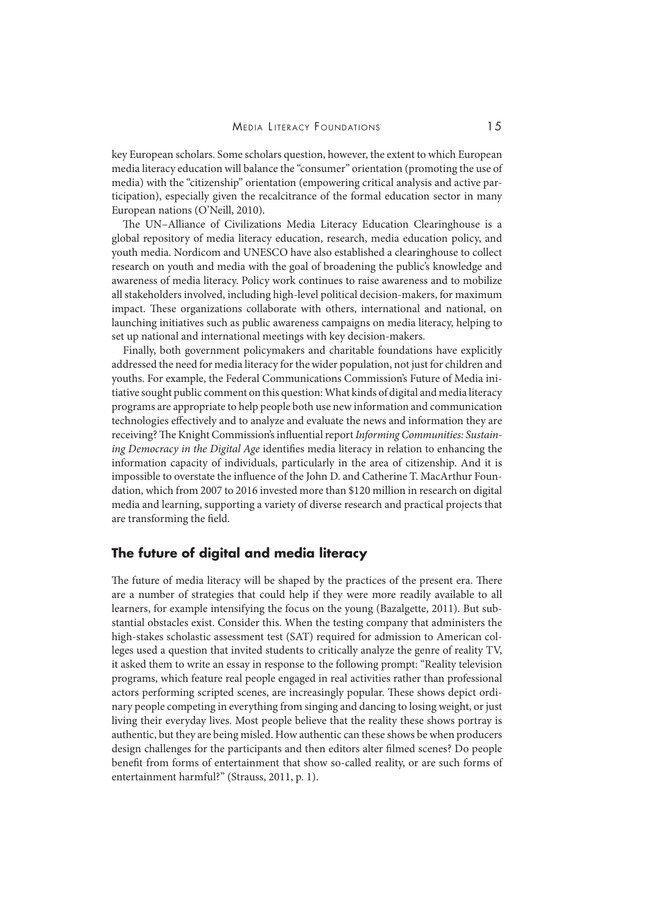key European scholars. Some scholars question, however, the extent to which European media literacy education will balance the "consumer" orientation (promoting the use of media) with the "citizenship" orientation (empowering critical analysis and active participation), especially given the recalcitrance of the formal education sector in many European nations (O'Neill, 2010).

The UN–Alliance of Civilizations Media Literacy Education Clearinghouse is a global repository of media literacy education, research, media education policy, and youth media. Nordicom and UNESCO have also established a clearinghouse to collect research on youth and media with the goal of broadening the public's knowledge and awareness of media literacy. Policy work continues to raise awareness and to mobilize all stakeholders involved, including high-level political decision-makers, for maximum impact. These organizations collaborate with others, international and national, on launching initiatives such as public awareness campaigns on media literacy, helping to set up national and international meetings with key decision-makers.

Finally, both government policymakers and charitable foundations have explicitly addressed the need for media literacy for the wider population, not just for children and youths. For example, the Federal Communications Commission's Future of Media initiative sought public comment on this question: What kinds of digital and media literacy programs are appropriate to help people both use new information and communication technologies effectively and to analyze and evaluate the news and information they are receiving? The Knight Commission's influential report *Informing Communities: Sustaining Democracy in the Digital Age* identifies media literacy in relation to enhancing the information capacity of individuals, particularly in the area of citizenship. And it is impossible to overstate the influence of the John D. and Catherine T. MacArthur Foundation, which from 2007 to 2016 invested more than $120 million in research on digital media and learning, supporting a variety of diverse research and practical projects that are transforming the field.

## The future of digital and media literacy

The future of media literacy will be shaped by the practices of the present era. There are a number of strategies that could help if they were more readily available to all learners, for example intensifying the focus on the young (Bazalgette, 2011). But substantial obstacles exist. Consider this. When the testing company that administers the high-stakes scholastic assessment test (SAT) required for admission to American colleges used a question that invited students to critically analyze the genre of reality TV, it asked them to write an essay in response to the following prompt: "Reality television programs, which feature real people engaged in real activities rather than professional actors performing scripted scenes, are increasingly popular. These shows depict ordinary people competing in everything from singing and dancing to losing weight, or just living their everyday lives. Most people believe that the reality these shows portray is authentic, but they are being misled. How authentic can these shows be when producers design challenges for the participants and then editors alter filmed scenes? Do people benefit from forms of entertainment that show so-called reality, or are such forms of entertainment harmful?" (Strauss, 2011, p. 1).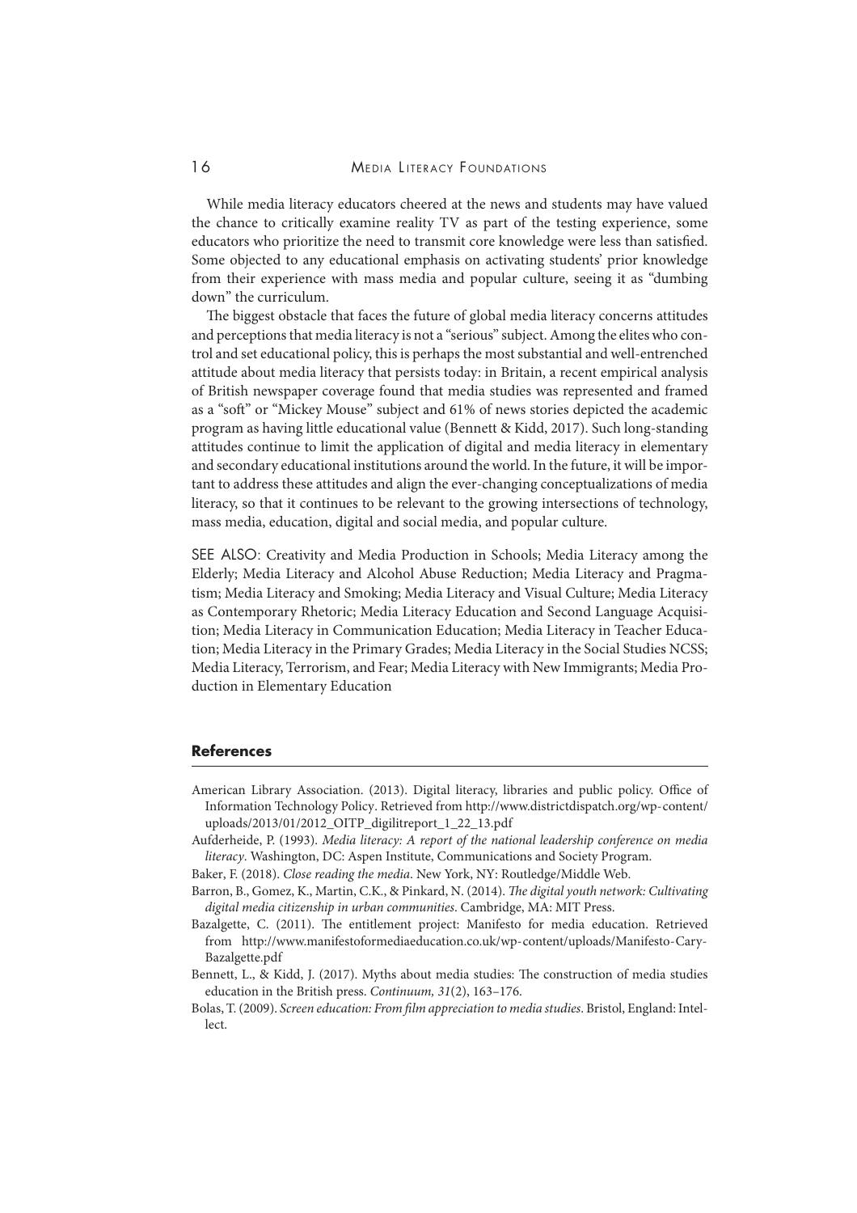While media literacy educators cheered at the news and students may have valued the chance to critically examine reality TV as part of the testing experience, some educators who prioritize the need to transmit core knowledge were less than satisfied. Some objected to any educational emphasis on activating students' prior knowledge from their experience with mass media and popular culture, seeing it as "dumbing down" the curriculum.

The biggest obstacle that faces the future of global media literacy concerns attitudes and perceptions that media literacy is not a "serious" subject. Among the elites who control and set educational policy, this is perhaps the most substantial and well-entrenched attitude about media literacy that persists today: in Britain, a recent empirical analysis of British newspaper coverage found that media studies was represented and framed as a "soft" or "Mickey Mouse" subject and 61% of news stories depicted the academic program as having little educational value (Bennett & Kidd, 2017). Such long-standing attitudes continue to limit the application of digital and media literacy in elementary and secondary educational institutions around the world. In the future, it will be important to address these attitudes and align the ever-changing conceptualizations of media literacy, so that it continues to be relevant to the growing intersections of technology, mass media, education, digital and social media, and popular culture.

SEE ALSO: Creativity and Media Production in Schools; Media Literacy among the Elderly; Media Literacy and Alcohol Abuse Reduction; Media Literacy and Pragmatism; Media Literacy and Smoking; Media Literacy and Visual Culture; Media Literacy as Contemporary Rhetoric; Media Literacy Education and Second Language Acquisition; Media Literacy in Communication Education; Media Literacy in Teacher Education; Media Literacy in the Primary Grades; Media Literacy in the Social Studies NCSS; Media Literacy, Terrorism, and Fear; Media Literacy with New Immigrants; Media Production in Elementary Education

## References

American Library Association. (2013). Digital literacy, libraries and public policy. Office of Information Technology Policy. Retrieved from http://www.districtdispatch.org/wp-content/uploads/2013/01/2012_OITP_digilitreport_1_22_13.pdf

Aufderheide, P. (1993). *Media literacy: A report of the national leadership conference on media literacy*. Washington, DC: Aspen Institute, Communications and Society Program.

Baker, F. (2018). *Close reading the media*. New York, NY: Routledge/Middle Web.

Barron, B., Gomez, K., Martin, C.K., & Pinkard, N. (2014). *The digital youth network: Cultivating digital media citizenship in urban communities*. Cambridge, MA: MIT Press.

Bazalgette, C. (2011). The entitlement project: Manifesto for media education. Retrieved from http://www.manifestoformediaeducation.co.uk/wp-content/uploads/Manifesto-Cary-Bazalgette.pdf

Bennett, L., & Kidd, J. (2017). Myths about media studies: The construction of media studies education in the British press. *Continuum, 31*(2), 163–176.

Bolas, T. (2009). *Screen education: From film appreciation to media studies*. Bristol, England: Intellect.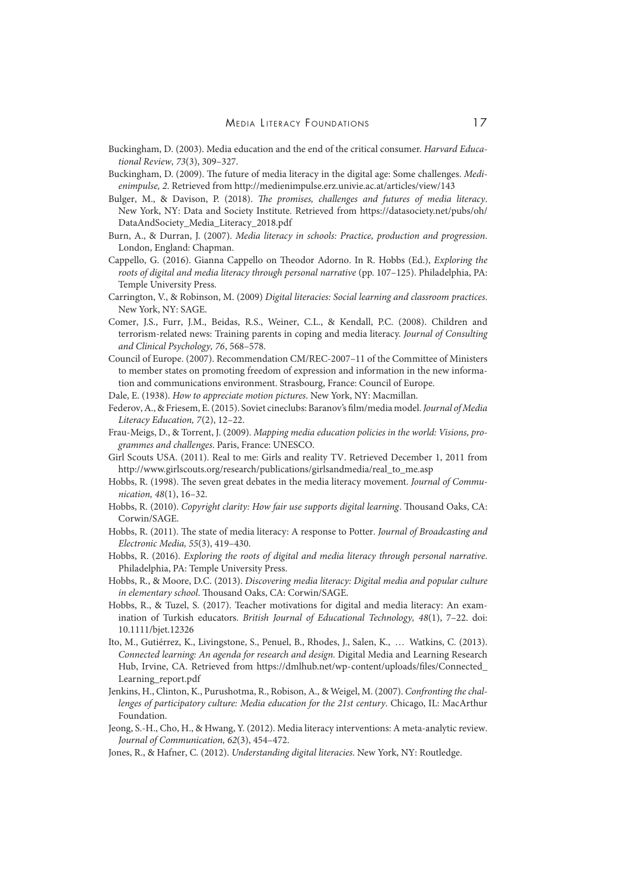Buckingham, D. (2003). Media education and the end of the critical consumer. *Harvard Educational Review, 73*(3), 309–327.

Buckingham, D. (2009). The future of media literacy in the digital age: Some challenges. *Medienimpulse, 2*. Retrieved from http://medienimpulse.erz.univie.ac.at/articles/view/143

Bulger, M., & Davison, P. (2018). *The promises, challenges and futures of media literacy*. New York, NY: Data and Society Institute. Retrieved from https://datasociety.net/pubs/oh/DataAndSociety_Media_Literacy_2018.pdf

Burn, A., & Durran, J. (2007). *Media literacy in schools: Practice, production and progression*. London, England: Chapman.

Cappello, G. (2016). Gianna Cappello on Theodor Adorno. In R. Hobbs (Ed.), *Exploring the roots of digital and media literacy through personal narrative* (pp. 107–125). Philadelphia, PA: Temple University Press.

Carrington, V., & Robinson, M. (2009) *Digital literacies: Social learning and classroom practices*. New York, NY: SAGE.

Comer, J.S., Furr, J.M., Beidas, R.S., Weiner, C.L., & Kendall, P.C. (2008). Children and terrorism-related news: Training parents in coping and media literacy. *Journal of Consulting and Clinical Psychology, 76*, 568–578.

Council of Europe. (2007). Recommendation CM/REC-2007–11 of the Committee of Ministers to member states on promoting freedom of expression and information in the new information and communications environment. Strasbourg, France: Council of Europe.

Dale, E. (1938). *How to appreciate motion pictures*. New York, NY: Macmillan.

Federov, A., & Friesem, E. (2015). Soviet cineclubs: Baranov's film/media model. *Journal of Media Literacy Education, 7*(2), 12–22.

Frau-Meigs, D., & Torrent, J. (2009). *Mapping media education policies in the world: Visions, programmes and challenges*. Paris, France: UNESCO.

Girl Scouts USA. (2011). Real to me: Girls and reality TV. Retrieved December 1, 2011 from http://www.girlscouts.org/research/publications/girlsandmedia/real_to_me.asp

Hobbs, R. (1998). The seven great debates in the media literacy movement. *Journal of Communication, 48*(1), 16–32.

Hobbs, R. (2010). *Copyright clarity: How fair use supports digital learning*. Thousand Oaks, CA: Corwin/SAGE.

Hobbs, R. (2011). The state of media literacy: A response to Potter. *Journal of Broadcasting and Electronic Media, 55*(3), 419–430.

Hobbs, R. (2016). *Exploring the roots of digital and media literacy through personal narrative*. Philadelphia, PA: Temple University Press.

Hobbs, R., & Moore, D.C. (2013). *Discovering media literacy: Digital media and popular culture in elementary school*. Thousand Oaks, CA: Corwin/SAGE.

Hobbs, R., & Tuzel, S. (2017). Teacher motivations for digital and media literacy: An examination of Turkish educators. *British Journal of Educational Technology, 48*(1), 7–22. doi: 10.1111/bjet.12326

Ito, M., Gutiérrez, K., Livingstone, S., Penuel, B., Rhodes, J., Salen, K., … Watkins, C. (2013). *Connected learning: An agenda for research and design*. Digital Media and Learning Research Hub, Irvine, CA. Retrieved from https://dmlhub.net/wp-content/uploads/files/Connected_Learning_report.pdf

Jenkins, H., Clinton, K., Purushotma, R., Robison, A., & Weigel, M. (2007). *Confronting the challenges of participatory culture: Media education for the 21st century*. Chicago, IL: MacArthur Foundation.

Jeong, S.-H., Cho, H., & Hwang, Y. (2012). Media literacy interventions: A meta-analytic review. *Journal of Communication, 62*(3), 454–472.

Jones, R., & Hafner, C. (2012). *Understanding digital literacies*. New York, NY: Routledge.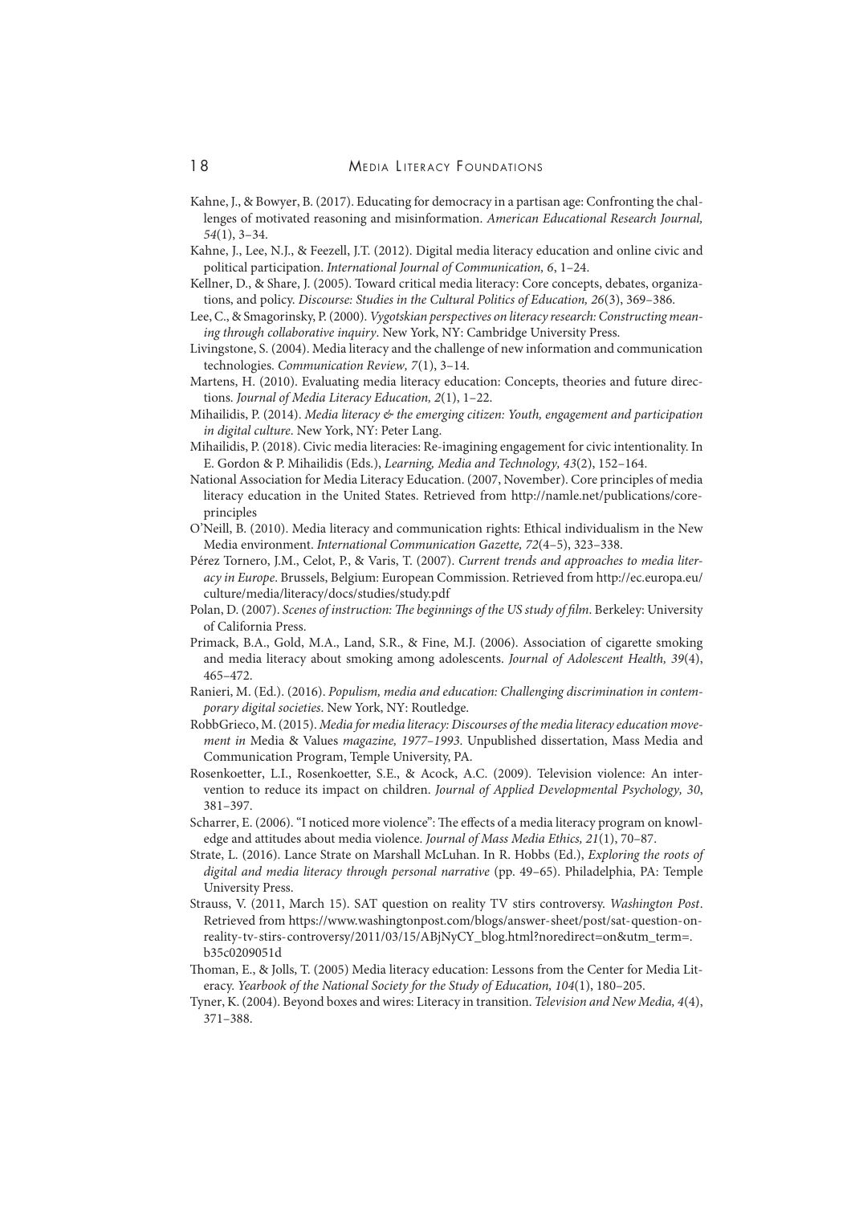Kahne, J., & Bowyer, B. (2017). Educating for democracy in a partisan age: Confronting the challenges of motivated reasoning and misinformation. *American Educational Research Journal, 54*(1), 3–34.

Kahne, J., Lee, N.J., & Feezell, J.T. (2012). Digital media literacy education and online civic and political participation. *International Journal of Communication, 6*, 1–24.

Kellner, D., & Share, J. (2005). Toward critical media literacy: Core concepts, debates, organizations, and policy. *Discourse: Studies in the Cultural Politics of Education, 26*(3), 369–386.

Lee, C., & Smagorinsky, P. (2000). *Vygotskian perspectives on literacy research: Constructing meaning through collaborative inquiry*. New York, NY: Cambridge University Press.

Livingstone, S. (2004). Media literacy and the challenge of new information and communication technologies. *Communication Review, 7*(1), 3–14.

Martens, H. (2010). Evaluating media literacy education: Concepts, theories and future directions. *Journal of Media Literacy Education, 2*(1), 1–22.

Mihailidis, P. (2014). *Media literacy & the emerging citizen: Youth, engagement and participation in digital culture*. New York, NY: Peter Lang.

Mihailidis, P. (2018). Civic media literacies: Re-imagining engagement for civic intentionality. In E. Gordon & P. Mihailidis (Eds.), *Learning, Media and Technology, 43*(2), 152–164.

National Association for Media Literacy Education. (2007, November). Core principles of media literacy education in the United States. Retrieved from http://namle.net/publications/core-principles

O'Neill, B. (2010). Media literacy and communication rights: Ethical individualism in the New Media environment. *International Communication Gazette, 72*(4–5), 323–338.

Pérez Tornero, J.M., Celot, P., & Varis, T. (2007). *Current trends and approaches to media literacy in Europe*. Brussels, Belgium: European Commission. Retrieved from http://ec.europa.eu/culture/media/literacy/docs/studies/study.pdf

Polan, D. (2007). *Scenes of instruction: The beginnings of the US study of film*. Berkeley: University of California Press.

Primack, B.A., Gold, M.A., Land, S.R., & Fine, M.J. (2006). Association of cigarette smoking and media literacy about smoking among adolescents. *Journal of Adolescent Health, 39*(4), 465–472.

Ranieri, M. (Ed.). (2016). *Populism, media and education: Challenging discrimination in contemporary digital societies*. New York, NY: Routledge.

RobbGrieco, M. (2015). *Media for media literacy: Discourses of the media literacy education movement in* Media & Values *magazine, 1977–1993*. Unpublished dissertation, Mass Media and Communication Program, Temple University, PA.

Rosenkoetter, L.I., Rosenkoetter, S.E., & Acock, A.C. (2009). Television violence: An intervention to reduce its impact on children. *Journal of Applied Developmental Psychology, 30*, 381–397.

Scharrer, E. (2006). "I noticed more violence": The effects of a media literacy program on knowledge and attitudes about media violence. *Journal of Mass Media Ethics, 21*(1), 70–87.

Strate, L. (2016). Lance Strate on Marshall McLuhan. In R. Hobbs (Ed.), *Exploring the roots of digital and media literacy through personal narrative* (pp. 49–65). Philadelphia, PA: Temple University Press.

Strauss, V. (2011, March 15). SAT question on reality TV stirs controversy. *Washington Post*. Retrieved from https://www.washingtonpost.com/blogs/answer-sheet/post/sat-question-on-reality-tv-stirs-controversy/2011/03/15/ABjNyCY_blog.html?noredirect=on&utm_term=.b35c0209051d

Thoman, E., & Jolls, T. (2005) Media literacy education: Lessons from the Center for Media Literacy. *Yearbook of the National Society for the Study of Education, 104*(1), 180–205.

Tyner, K. (2004). Beyond boxes and wires: Literacy in transition. *Television and New Media, 4*(4), 371–388.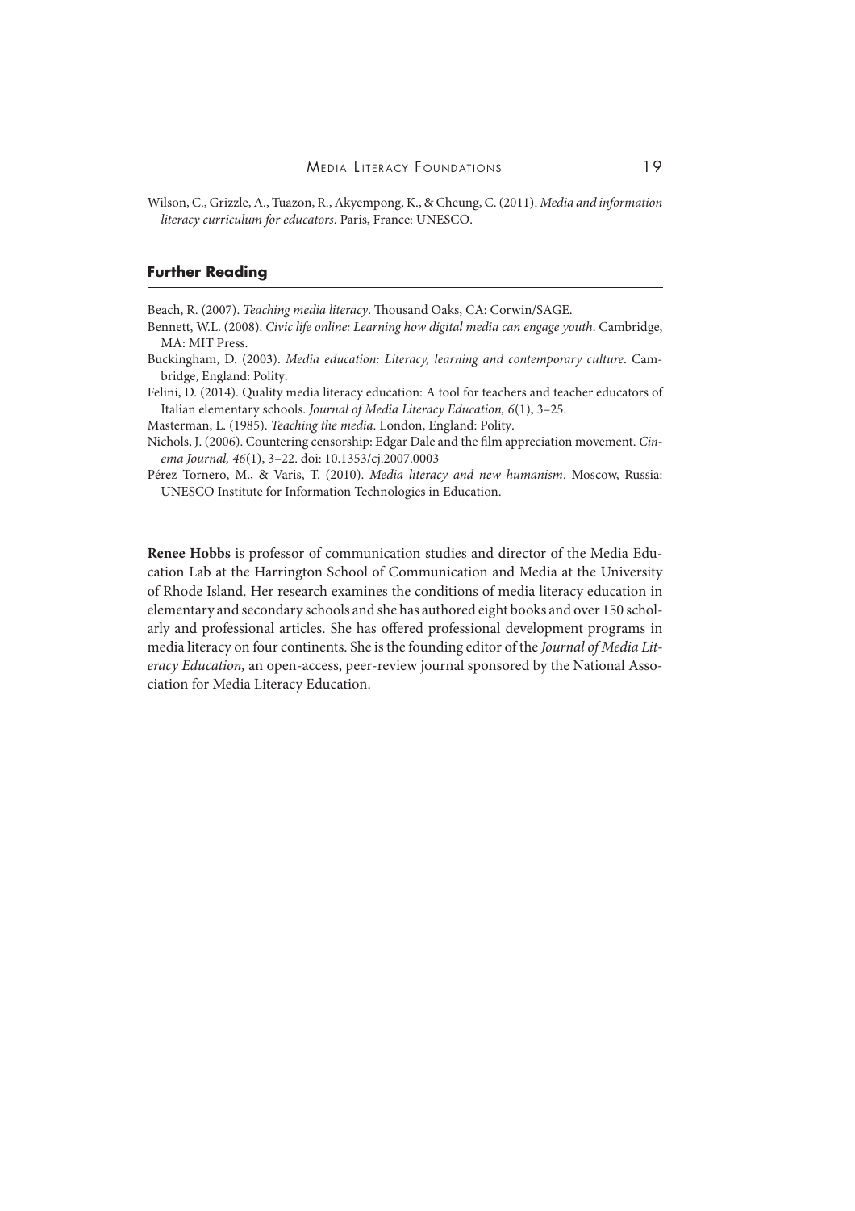Wilson, C., Grizzle, A., Tuazon, R., Akyempong, K., & Cheung, C. (2011). *Media and information literacy curriculum for educators*. Paris, France: UNESCO.

## Further Reading

Beach, R. (2007). *Teaching media literacy*. Thousand Oaks, CA: Corwin/SAGE.

Bennett, W.L. (2008). *Civic life online: Learning how digital media can engage youth*. Cambridge, MA: MIT Press.

Buckingham, D. (2003). *Media education: Literacy, learning and contemporary culture*. Cambridge, England: Polity.

Felini, D. (2014). Quality media literacy education: A tool for teachers and teacher educators of Italian elementary schools. *Journal of Media Literacy Education, 6*(1), 3–25.

Masterman, L. (1985). *Teaching the media*. London, England: Polity.

Nichols, J. (2006). Countering censorship: Edgar Dale and the film appreciation movement. *Cinema Journal, 46*(1), 3–22. doi: 10.1353/cj.2007.0003

Pérez Tornero, M., & Varis, T. (2010). *Media literacy and new humanism*. Moscow, Russia: UNESCO Institute for Information Technologies in Education.

**Renee Hobbs** is professor of communication studies and director of the Media Education Lab at the Harrington School of Communication and Media at the University of Rhode Island. Her research examines the conditions of media literacy education in elementary and secondary schools and she has authored eight books and over 150 scholarly and professional articles. She has offered professional development programs in media literacy on four continents. She is the founding editor of the *Journal of Media Literacy Education,* an open-access, peer-review journal sponsored by the National Association for Media Literacy Education.